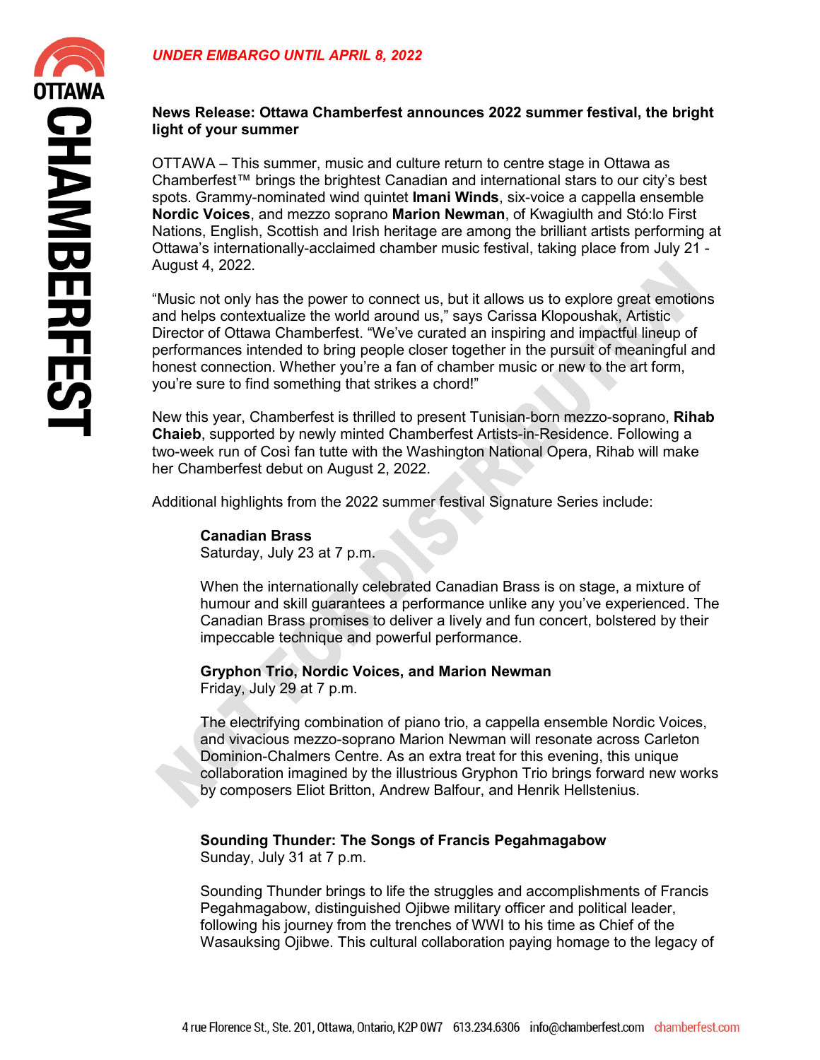*UNDER EMBARGO UNTIL APRIL 8, 2022*

**News Release: Ottawa Chamberfest announces 2022 summer festival, the bright light of your summer**

OTTAWA – This summer, music and culture return to centre stage in Ottawa as Chamberfest™ brings the brightest Canadian and international stars to our city's best spots. Grammy-nominated wind quintet **Imani Winds**, six-voice a cappella ensemble **Nordic Voices**, and mezzo soprano **Marion Newman**, of Kwagiulth and Stó:lo First Nations, English, Scottish and Irish heritage are among the brilliant artists performing at Ottawa's internationally-acclaimed chamber music festival, taking place from July 21 - August 4, 2022.

"Music not only has the power to connect us, but it allows us to explore great emotions and helps contextualize the world around us," says Carissa Klopoushak, Artistic Director of Ottawa Chamberfest. "We've curated an inspiring and impactful lineup of performances intended to bring people closer together in the pursuit of meaningful and honest connection. Whether you're a fan of chamber music or new to the art form, you're sure to find something that strikes a chord!"

New this year, Chamberfest is thrilled to present Tunisian-born mezzo-soprano, **Rihab Chaieb**, supported by newly minted Chamberfest Artists-in-Residence. Following a two-week run of Così fan tutte with the Washington National Opera, Rihab will make her Chamberfest debut on August 2, 2022.

Additional highlights from the 2022 summer festival Signature Series include:

**Canadian Brass**
Saturday, July 23 at 7 p.m.

When the internationally celebrated Canadian Brass is on stage, a mixture of humour and skill guarantees a performance unlike any you've experienced. The Canadian Brass promises to deliver a lively and fun concert, bolstered by their impeccable technique and powerful performance.

**Gryphon Trio, Nordic Voices, and Marion Newman**
Friday, July 29 at 7 p.m.

The electrifying combination of piano trio, a cappella ensemble Nordic Voices, and vivacious mezzo-soprano Marion Newman will resonate across Carleton Dominion-Chalmers Centre. As an extra treat for this evening, this unique collaboration imagined by the illustrious Gryphon Trio brings forward new works by composers Eliot Britton, Andrew Balfour, and Henrik Hellstenius.

**Sounding Thunder: The Songs of Francis Pegahmagabow**
Sunday, July 31 at 7 p.m.

Sounding Thunder brings to life the struggles and accomplishments of Francis Pegahmagabow, distinguished Ojibwe military officer and political leader, following his journey from the trenches of WWI to his time as Chief of the Wasauksing Ojibwe. This cultural collaboration paying homage to the legacy of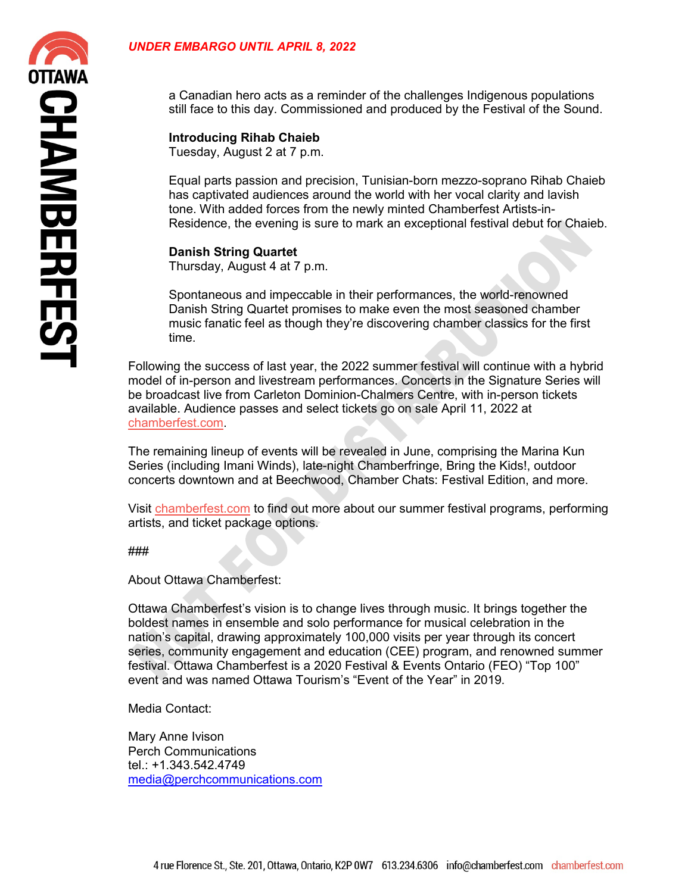*UNDER EMBARGO UNTIL APRIL 8, 2022*

a Canadian hero acts as a reminder of the challenges Indigenous populations still face to this day. Commissioned and produced by the Festival of the Sound.

**Introducing Rihab Chaieb**
Tuesday, August 2 at 7 p.m.

Equal parts passion and precision, Tunisian-born mezzo-soprano Rihab Chaieb has captivated audiences around the world with her vocal clarity and lavish tone. With added forces from the newly minted Chamberfest Artists-in-Residence, the evening is sure to mark an exceptional festival debut for Chaieb.

**Danish String Quartet**
Thursday, August 4 at 7 p.m.

Spontaneous and impeccable in their performances, the world-renowned Danish String Quartet promises to make even the most seasoned chamber music fanatic feel as though they're discovering chamber classics for the first time.

Following the success of last year, the 2022 summer festival will continue with a hybrid model of in-person and livestream performances. Concerts in the Signature Series will be broadcast live from Carleton Dominion-Chalmers Centre, with in-person tickets available. Audience passes and select tickets go on sale April 11, 2022 at chamberfest.com.

The remaining lineup of events will be revealed in June, comprising the Marina Kun Series (including Imani Winds), late-night Chamberfringe, Bring the Kids!, outdoor concerts downtown and at Beechwood, Chamber Chats: Festival Edition, and more.

Visit chamberfest.com to find out more about our summer festival programs, performing artists, and ticket package options.

###

About Ottawa Chamberfest:

Ottawa Chamberfest's vision is to change lives through music. It brings together the boldest names in ensemble and solo performance for musical celebration in the nation's capital, drawing approximately 100,000 visits per year through its concert series, community engagement and education (CEE) program, and renowned summer festival. Ottawa Chamberfest is a 2020 Festival & Events Ontario (FEO) "Top 100" event and was named Ottawa Tourism's "Event of the Year" in 2019.

Media Contact:

Mary Anne Ivison
Perch Communications
tel.: +1.343.542.4749
media@perchcommunications.com